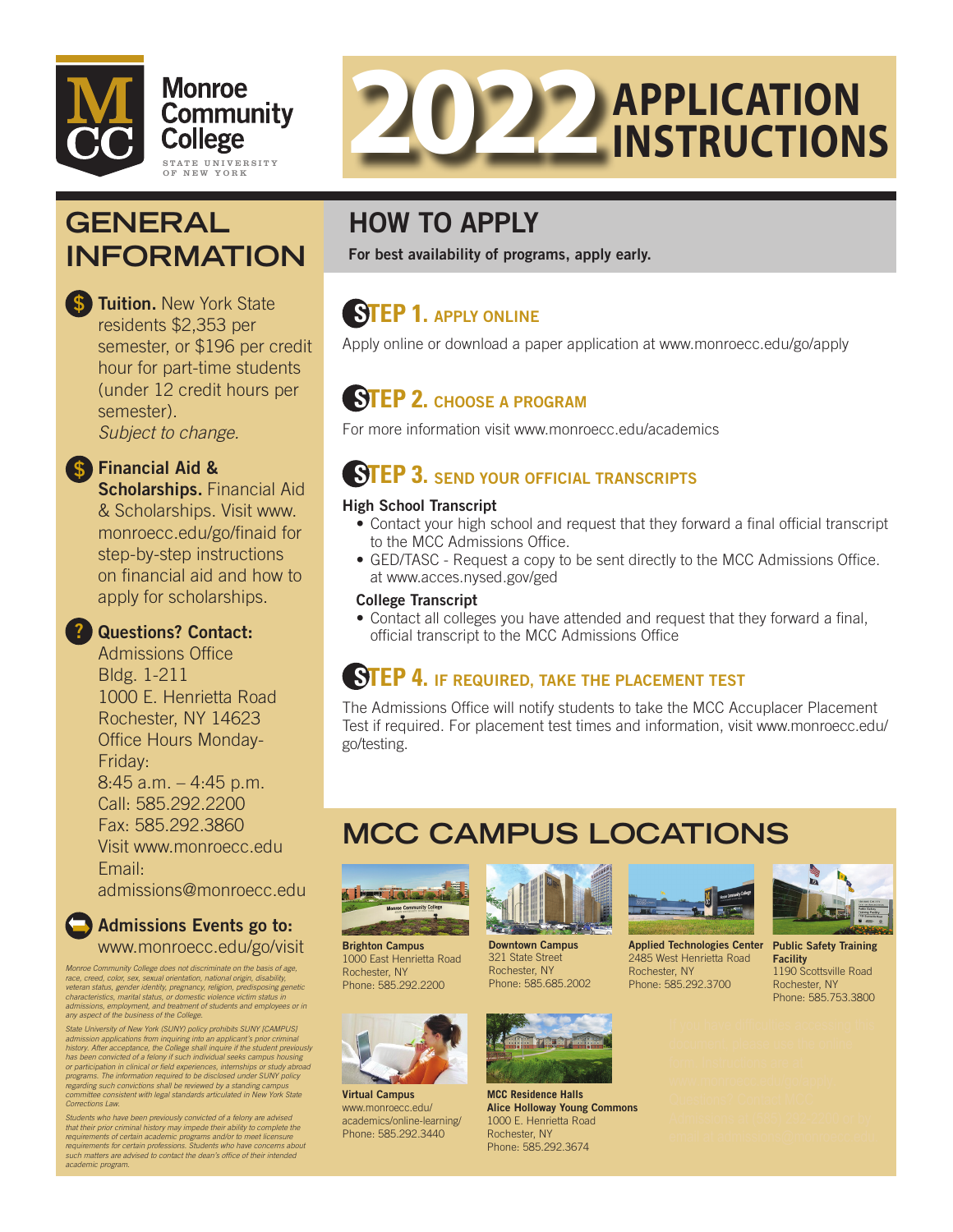Monroe Community College
STATE UNIVERSITY OF NEW YORK

# 2022 APPLICATION INSTRUCTIONS

## GENERAL INFORMATION

**Tuition.** New York State residents $2,353 per semester, or $196 per credit hour for part-time students (under 12 credit hours per semester).
*Subject to change.*

**Financial Aid & Scholarships.** Financial Aid & Scholarships. Visit www.monroecc.edu/go/finaid for step-by-step instructions on financial aid and how to apply for scholarships.

**Questions? Contact:**
Admissions Office
Bldg. 1-211
1000 E. Henrietta Road
Rochester, NY 14623
Office Hours Monday-Friday:
8:45 a.m. – 4:45 p.m.
Call: 585.292.2200
Fax: 585.292.3860
Visit www.monroecc.edu
Email: admissions@monroecc.edu

**Admissions Events go to:**
www.monroecc.edu/go/visit

*Monroe Community College does not discriminate on the basis of age, race, creed, color, sex, sexual orientation, national origin, disability, veteran status, gender identity, pregnancy, religion, predisposing genetic characteristics, marital status, or domestic violence victim status in admissions, employment, and treatment of students and employees or in any aspect of the business of the College.*

*State University of New York (SUNY) policy prohibits SUNY [CAMPUS] admission applications from inquiring into an applicant's prior criminal history. After acceptance, the College shall inquire if the student previously has been convicted of a felony if such individual seeks campus housing or participation in clinical or field experiences, internships or study abroad programs. The information required to be disclosed under SUNY policy regarding such convictions shall be reviewed by a standing campus committee consistent with legal standards articulated in New York State Corrections Law.*

*Students who have been previously convicted of a felony are advised that their prior criminal history may impede their ability to complete the requirements of certain academic programs and/or to meet licensure requirements for certain professions. Students who have concerns about such matters are advised to contact the dean's office of their intended academic program.*

## HOW TO APPLY

**For best availability of programs, apply early.**

### STEP 1. APPLY ONLINE

Apply online or download a paper application at www.monroecc.edu/go/apply

### STEP 2. CHOOSE A PROGRAM

For more information visit www.monroecc.edu/academics

### STEP 3. SEND YOUR OFFICIAL TRANSCRIPTS

**High School Transcript**

- Contact your high school and request that they forward a final official transcript to the MCC Admissions Office.
- GED/TASC - Request a copy to be sent directly to the MCC Admissions Office. at www.acces.nysed.gov/ged

**College Transcript**

- Contact all colleges you have attended and request that they forward a final, official transcript to the MCC Admissions Office

### STEP 4. IF REQUIRED, TAKE THE PLACEMENT TEST

The Admissions Office will notify students to take the MCC Accuplacer Placement Test if required. For placement test times and information, visit www.monroecc.edu/go/testing.

## MCC CAMPUS LOCATIONS

**Brighton Campus**
1000 East Henrietta Road
Rochester, NY
Phone: 585.292.2200

**Downtown Campus**
321 State Street
Rochester, NY
Phone: 585.685.2002

**Applied Technologies Center**
2485 West Henrietta Road
Rochester, NY
Phone: 585.292.3700

**Public Safety Training Facility**
1190 Scottsville Road
Rochester, NY
Phone: 585.753.3800

**Virtual Campus**
www.monroecc.edu/academics/online-learning/
Phone: 585.292.3440

**MCC Residence Halls**
**Alice Holloway Young Commons**
1000 E. Henrietta Road
Rochester, NY
Phone: 585.292.3674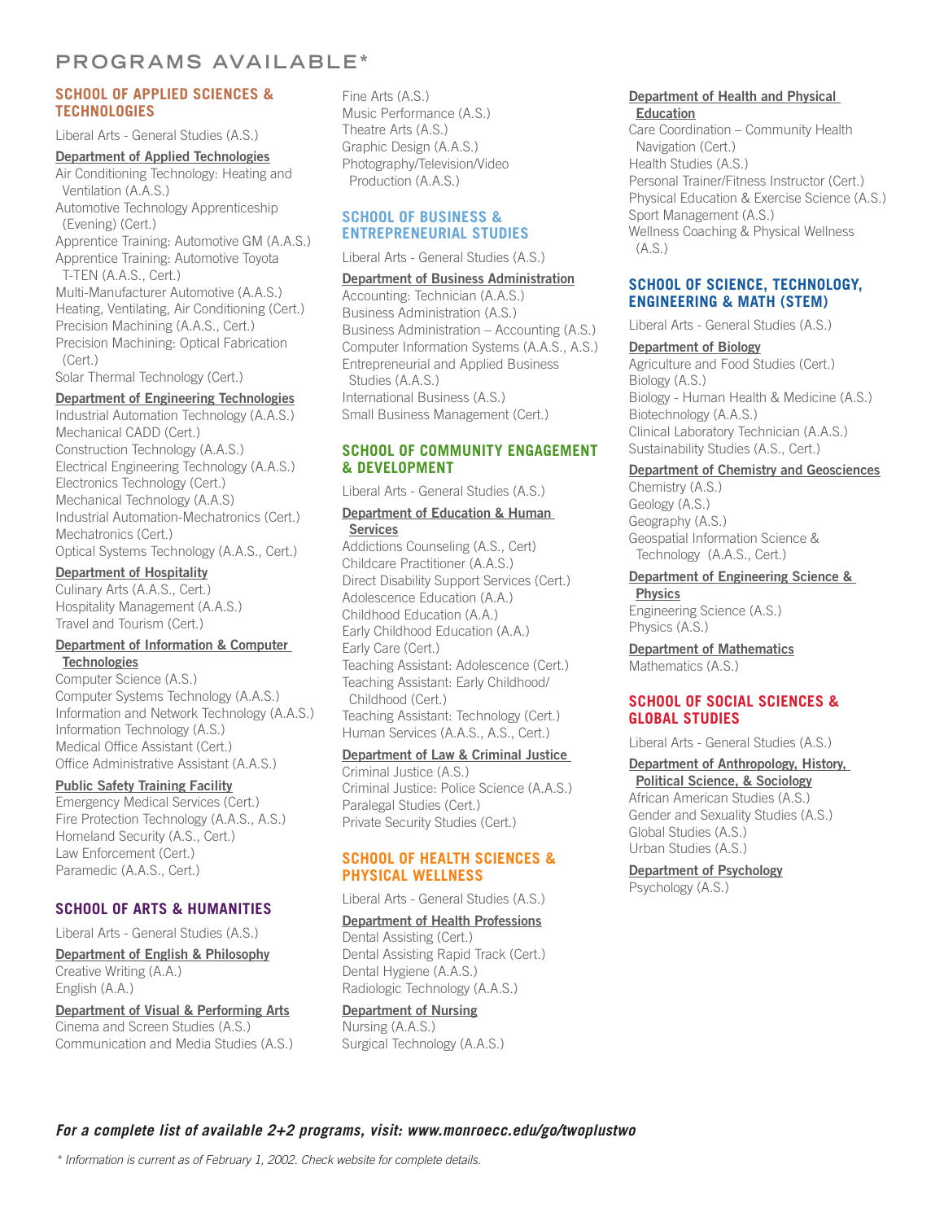# PROGRAMS AVAILABLE*

## SCHOOL OF APPLIED SCIENCES & TECHNOLOGIES

Liberal Arts - General Studies (A.S.)

### Department of Applied Technologies

Air Conditioning Technology: Heating and Ventilation (A.A.S.)
Automotive Technology Apprenticeship (Evening) (Cert.)
Apprentice Training: Automotive GM (A.A.S.)
Apprentice Training: Automotive Toyota T-TEN (A.A.S., Cert.)
Multi-Manufacturer Automotive (A.A.S.)
Heating, Ventilating, Air Conditioning (Cert.)
Precision Machining (A.A.S., Cert.)
Precision Machining: Optical Fabrication (Cert.)
Solar Thermal Technology (Cert.)

### Department of Engineering Technologies

Industrial Automation Technology (A.A.S.)
Mechanical CADD (Cert.)
Construction Technology (A.A.S.)
Electrical Engineering Technology (A.A.S.)
Electronics Technology (Cert.)
Mechanical Technology (A.A.S)
Industrial Automation-Mechatronics (Cert.)
Mechatronics (Cert.)
Optical Systems Technology (A.A.S., Cert.)

### Department of Hospitality

Culinary Arts (A.A.S., Cert.)
Hospitality Management (A.A.S.)
Travel and Tourism (Cert.)

### Department of Information & Computer Technologies

Computer Science (A.S.)
Computer Systems Technology (A.A.S.)
Information and Network Technology (A.A.S.)
Information Technology (A.S.)
Medical Office Assistant (Cert.)
Office Administrative Assistant (A.A.S.)

### Public Safety Training Facility

Emergency Medical Services (Cert.)
Fire Protection Technology (A.A.S., A.S.)
Homeland Security (A.S., Cert.)
Law Enforcement (Cert.)
Paramedic (A.A.S., Cert.)

## SCHOOL OF ARTS & HUMANITIES

Liberal Arts - General Studies (A.S.)

### Department of English & Philosophy

Creative Writing (A.A.)
English (A.A.)

### Department of Visual & Performing Arts

Cinema and Screen Studies (A.S.)
Communication and Media Studies (A.S.)
Fine Arts (A.S.)
Music Performance (A.S.)
Theatre Arts (A.S.)
Graphic Design (A.A.S.)
Photography/Television/Video Production (A.A.S.)

## SCHOOL OF BUSINESS & ENTREPRENEURIAL STUDIES

Liberal Arts - General Studies (A.S.)

### Department of Business Administration

Accounting: Technician (A.A.S.)
Business Administration (A.S.)
Business Administration – Accounting (A.S.)
Computer Information Systems (A.A.S., A.S.)
Entrepreneurial and Applied Business Studies (A.A.S.)
International Business (A.S.)
Small Business Management (Cert.)

## SCHOOL OF COMMUNITY ENGAGEMENT & DEVELOPMENT

Liberal Arts - General Studies (A.S.)

### Department of Education & Human Services

Addictions Counseling (A.S., Cert)
Childcare Practitioner (A.A.S.)
Direct Disability Support Services (Cert.)
Adolescence Education (A.A.)
Childhood Education (A.A.)
Early Childhood Education (A.A.)
Early Care (Cert.)
Teaching Assistant: Adolescence (Cert.)
Teaching Assistant: Early Childhood/ Childhood (Cert.)
Teaching Assistant: Technology (Cert.)
Human Services (A.A.S., A.S., Cert.)

### Department of Law & Criminal Justice

Criminal Justice (A.S.)
Criminal Justice: Police Science (A.A.S.)
Paralegal Studies (Cert.)
Private Security Studies (Cert.)

## SCHOOL OF HEALTH SCIENCES & PHYSICAL WELLNESS

Liberal Arts - General Studies (A.S.)

### Department of Health Professions

Dental Assisting (Cert.)
Dental Assisting Rapid Track (Cert.)
Dental Hygiene (A.A.S.)
Radiologic Technology (A.A.S.)

### Department of Nursing

Nursing (A.A.S.)
Surgical Technology (A.A.S.)

### Department of Health and Physical Education

Care Coordination – Community Health Navigation (Cert.)
Health Studies (A.S.)
Personal Trainer/Fitness Instructor (Cert.)
Physical Education & Exercise Science (A.S.)
Sport Management (A.S.)
Wellness Coaching & Physical Wellness (A.S.)

## SCHOOL OF SCIENCE, TECHNOLOGY, ENGINEERING & MATH (STEM)

Liberal Arts - General Studies (A.S.)

### Department of Biology

Agriculture and Food Studies (Cert.)
Biology (A.S.)
Biology - Human Health & Medicine (A.S.)
Biotechnology (A.A.S.)
Clinical Laboratory Technician (A.A.S.)
Sustainability Studies (A.S., Cert.)

### Department of Chemistry and Geosciences

Chemistry (A.S.)
Geology (A.S.)
Geography (A.S.)
Geospatial Information Science & Technology (A.A.S., Cert.)

### Department of Engineering Science & Physics

Engineering Science (A.S.)
Physics (A.S.)

### Department of Mathematics

Mathematics (A.S.)

## SCHOOL OF SOCIAL SCIENCES & GLOBAL STUDIES

Liberal Arts - General Studies (A.S.)

### Department of Anthropology, History, Political Science, & Sociology

African American Studies (A.S.)
Gender and Sexuality Studies (A.S.)
Global Studies (A.S.)
Urban Studies (A.S.)

### Department of Psychology

Psychology (A.S.)

***For a complete list of available 2+2 programs, visit: www.monroecc.edu/go/twoplustwo***

*\* Information is current as of February 1, 2002. Check website for complete details.*